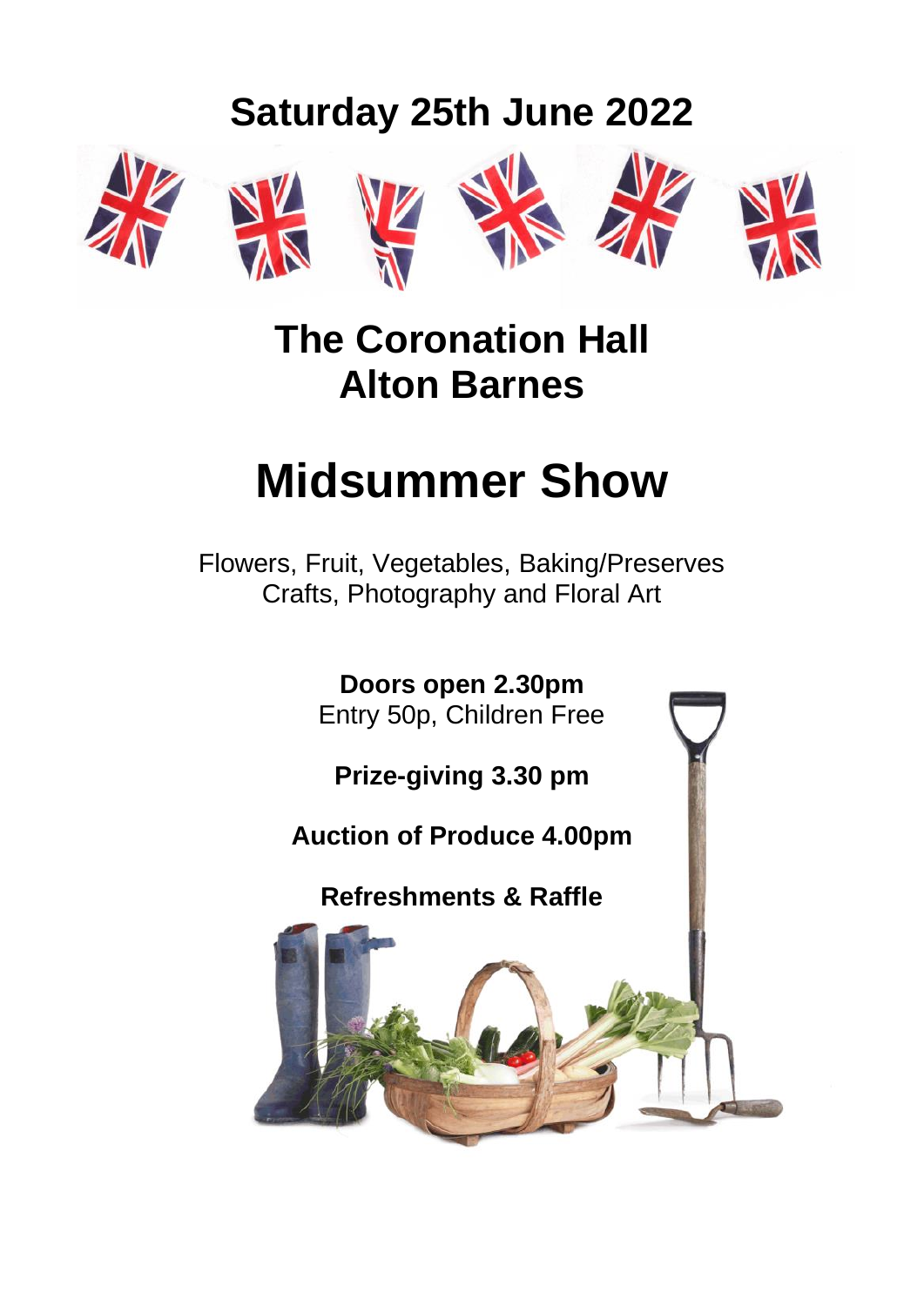## Saturday 25th June 2022

## The Coronation Hall
## Alton Barnes

# Midsummer Show

Flowers, Fruit, Vegetables, Baking/Preserves
Crafts, Photography and Floral Art

**Doors open 2.30pm**
Entry 50p, Children Free

**Prize-giving 3.30 pm**

**Auction of Produce 4.00pm**

**Refreshments & Raffle**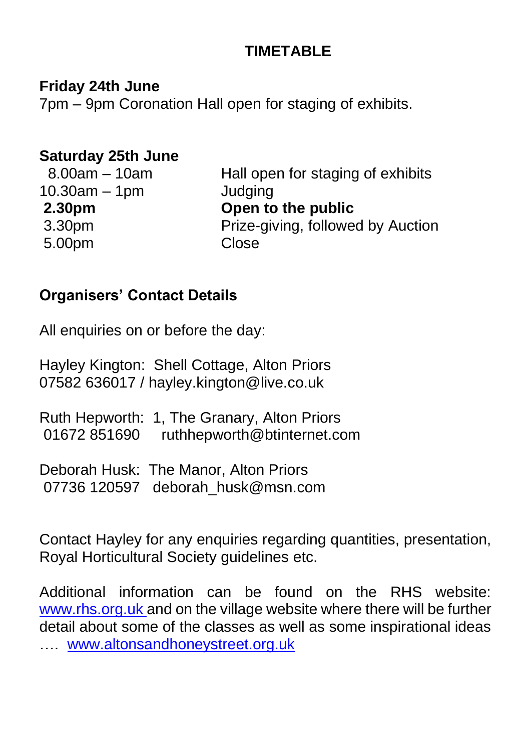## TIMETABLE

**Friday 24th June**

7pm – 9pm Coronation Hall open for staging of exhibits.

**Saturday 25th June**

| | |
|---|---|
| 8.00am – 10am | Hall open for staging of exhibits |
| 10.30am – 1pm | Judging |
| **2.30pm** | **Open to the public** |
| 3.30pm | Prize-giving, followed by Auction |
| 5.00pm | Close |

### Organisers' Contact Details

All enquiries on or before the day:

Hayley Kington: Shell Cottage, Alton Priors
07582 636017 / hayley.kington@live.co.uk

Ruth Hepworth: 1, The Granary, Alton Priors
01672 851690 ruthhepworth@btinternet.com

Deborah Husk: The Manor, Alton Priors
07736 120597 deborah_husk@msn.com

Contact Hayley for any enquiries regarding quantities, presentation, Royal Horticultural Society guidelines etc.

Additional information can be found on the RHS website: www.rhs.org.uk and on the village website where there will be further detail about some of the classes as well as some inspirational ideas …. www.altonsandhoneystreet.org.uk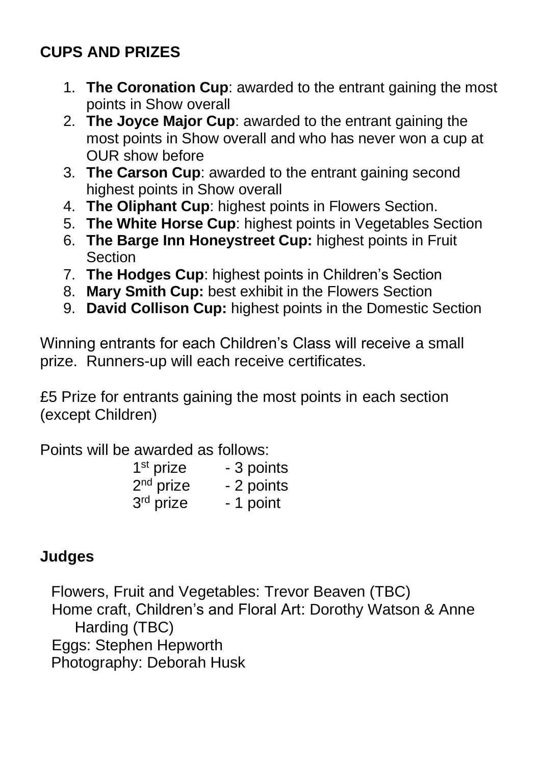## CUPS AND PRIZES

1. **The Coronation Cup**: awarded to the entrant gaining the most points in Show overall
2. **The Joyce Major Cup**: awarded to the entrant gaining the most points in Show overall and who has never won a cup at OUR show before
3. **The Carson Cup**: awarded to the entrant gaining second highest points in Show overall
4. **The Oliphant Cup**: highest points in Flowers Section.
5. **The White Horse Cup**: highest points in Vegetables Section
6. **The Barge Inn Honeystreet Cup:** highest points in Fruit Section
7. **The Hodges Cup**: highest points in Children's Section
8. **Mary Smith Cup:** best exhibit in the Flowers Section
9. **David Collison Cup:** highest points in the Domestic Section

Winning entrants for each Children's Class will receive a small prize. Runners-up will each receive certificates.

£5 Prize for entrants gaining the most points in each section (except Children)

Points will be awarded as follows:

1st prize - 3 points
2nd prize - 2 points
3rd prize - 1 point

## Judges

Flowers, Fruit and Vegetables: Trevor Beaven (TBC)
Home craft, Children's and Floral Art: Dorothy Watson & Anne Harding (TBC)
Eggs: Stephen Hepworth
Photography: Deborah Husk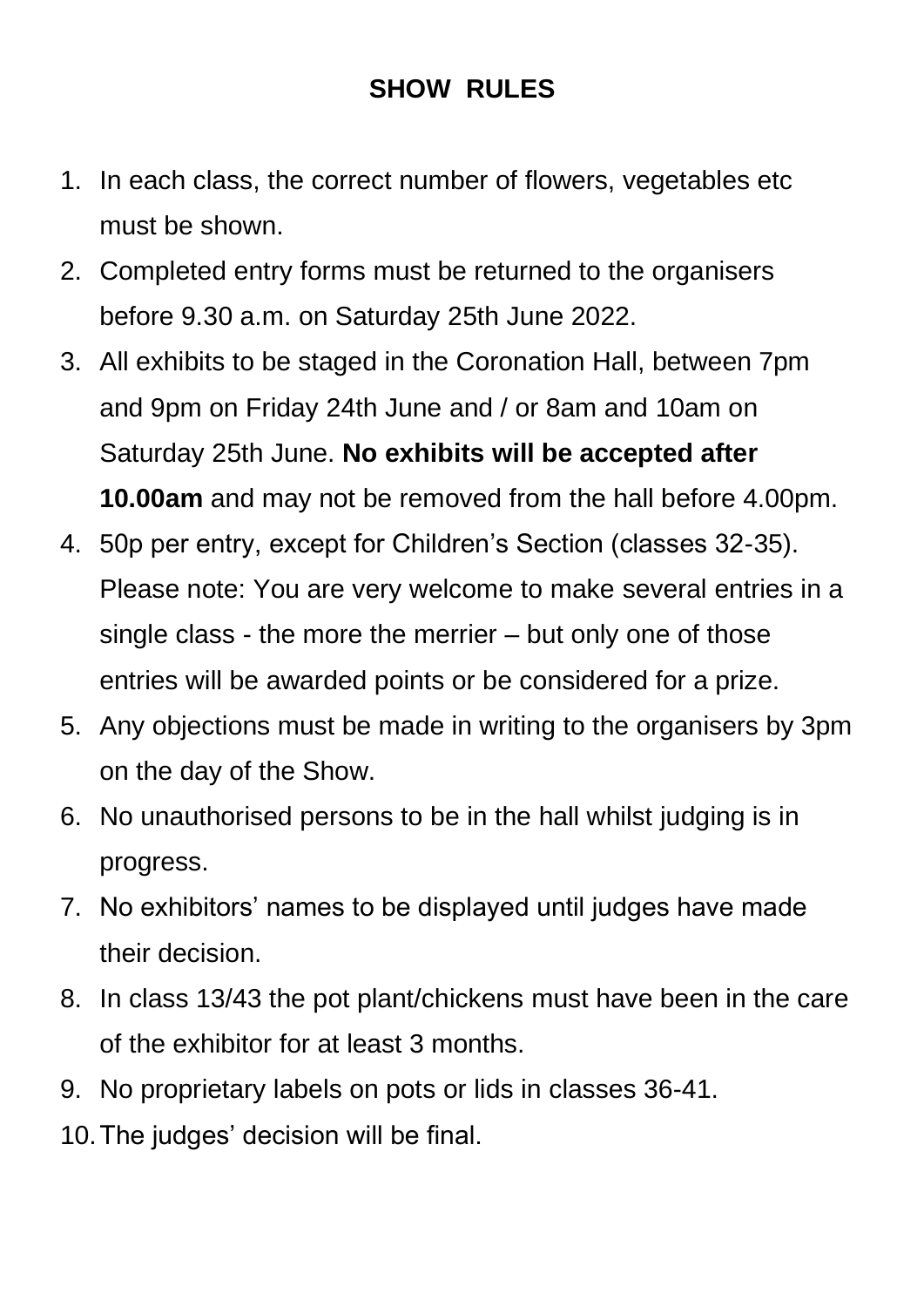# SHOW RULES

1. In each class, the correct number of flowers, vegetables etc must be shown.
2. Completed entry forms must be returned to the organisers before 9.30 a.m. on Saturday 25th June 2022.
3. All exhibits to be staged in the Coronation Hall, between 7pm and 9pm on Friday 24th June and / or 8am and 10am on Saturday 25th June. **No exhibits will be accepted after 10.00am** and may not be removed from the hall before 4.00pm.
4. 50p per entry, except for Children's Section (classes 32-35). Please note: You are very welcome to make several entries in a single class - the more the merrier – but only one of those entries will be awarded points or be considered for a prize.
5. Any objections must be made in writing to the organisers by 3pm on the day of the Show.
6. No unauthorised persons to be in the hall whilst judging is in progress.
7. No exhibitors' names to be displayed until judges have made their decision.
8. In class 13/43 the pot plant/chickens must have been in the care of the exhibitor for at least 3 months.
9. No proprietary labels on pots or lids in classes 36-41.
10. The judges' decision will be final.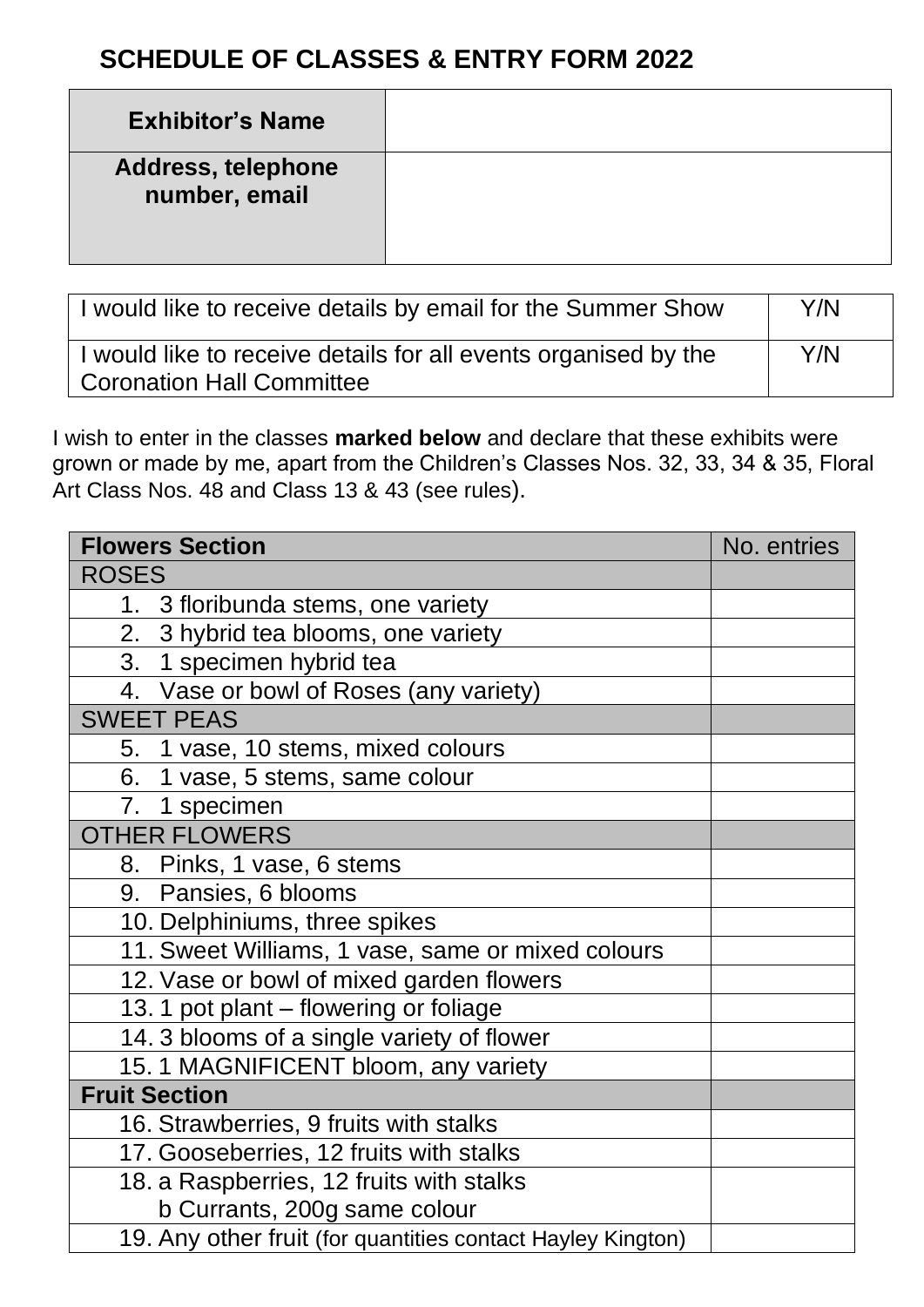## SCHEDULE OF CLASSES & ENTRY FORM 2022

| **Exhibitor's Name** | |
|---|---|
| **Address, telephone number, email** | |

| I would like to receive details by email for the Summer Show | Y/N |
|---|---|
| I would like to receive details for all events organised by the Coronation Hall Committee | Y/N |

I wish to enter in the classes **marked below** and declare that these exhibits were grown or made by me, apart from the Children's Classes Nos. 32, 33, 34 & 35, Floral Art Class Nos. 48 and Class 13 & 43 (see rules).

| **Flowers Section** | No. entries |
|---|---|
| ROSES | |
| 1. 3 floribunda stems, one variety | |
| 2. 3 hybrid tea blooms, one variety | |
| 3. 1 specimen hybrid tea | |
| 4. Vase or bowl of Roses (any variety) | |
| SWEET PEAS | |
| 5. 1 vase, 10 stems, mixed colours | |
| 6. 1 vase, 5 stems, same colour | |
| 7. 1 specimen | |
| OTHER FLOWERS | |
| 8. Pinks, 1 vase, 6 stems | |
| 9. Pansies, 6 blooms | |
| 10. Delphiniums, three spikes | |
| 11. Sweet Williams, 1 vase, same or mixed colours | |
| 12. Vase or bowl of mixed garden flowers | |
| 13. 1 pot plant – flowering or foliage | |
| 14. 3 blooms of a single variety of flower | |
| 15. 1 MAGNIFICENT bloom, any variety | |
| **Fruit Section** | |
| 16. Strawberries, 9 fruits with stalks | |
| 17. Gooseberries, 12 fruits with stalks | |
| 18. a Raspberries, 12 fruits with stalks<br>b Currants, 200g same colour | |
| 19. Any other fruit (for quantities contact Hayley Kington) | |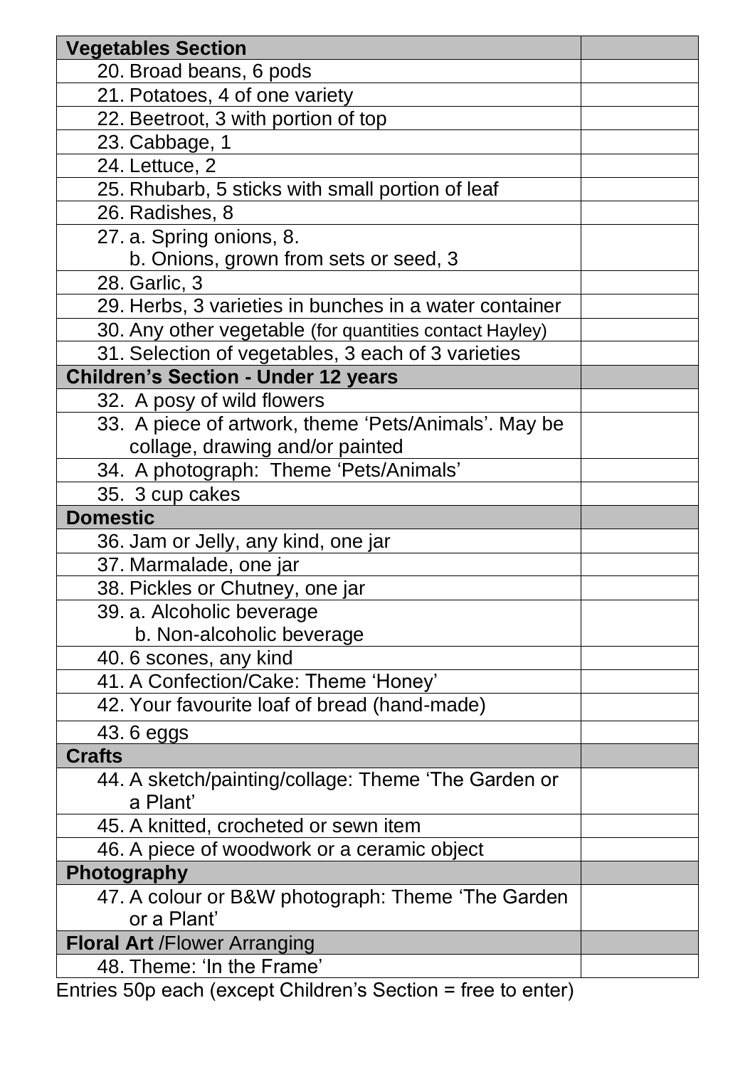| Vegetables Section | |
|---|---|
| 20. Broad beans, 6 pods | |
| 21. Potatoes, 4 of one variety | |
| 22. Beetroot, 3 with portion of top | |
| 23. Cabbage, 1 | |
| 24. Lettuce, 2 | |
| 25. Rhubarb, 5 sticks with small portion of leaf | |
| 26. Radishes, 8 | |
| 27. a. Spring onions, 8. b. Onions, grown from sets or seed, 3 | |
| 28. Garlic, 3 | |
| 29. Herbs, 3 varieties in bunches in a water container | |
| 30. Any other vegetable (for quantities contact Hayley) | |
| 31. Selection of vegetables, 3 each of 3 varieties | |
| **Children's Section - Under 12 years** | |
| 32. A posy of wild flowers | |
| 33. A piece of artwork, theme 'Pets/Animals'. May be collage, drawing and/or painted | |
| 34. A photograph: Theme 'Pets/Animals' | |
| 35. 3 cup cakes | |
| **Domestic** | |
| 36. Jam or Jelly, any kind, one jar | |
| 37. Marmalade, one jar | |
| 38. Pickles or Chutney, one jar | |
| 39. a. Alcoholic beverage b. Non-alcoholic beverage | |
| 40. 6 scones, any kind | |
| 41. A Confection/Cake: Theme 'Honey' | |
| 42. Your favourite loaf of bread (hand-made) | |
| 43. 6 eggs | |
| **Crafts** | |
| 44. A sketch/painting/collage: Theme 'The Garden or a Plant' | |
| 45. A knitted, crocheted or sewn item | |
| 46. A piece of woodwork or a ceramic object | |
| **Photography** | |
| 47. A colour or B&W photograph: Theme 'The Garden or a Plant' | |
| **Floral Art** /Flower Arranging | |
| 48. Theme: 'In the Frame' | |

Entries 50p each (except Children's Section = free to enter)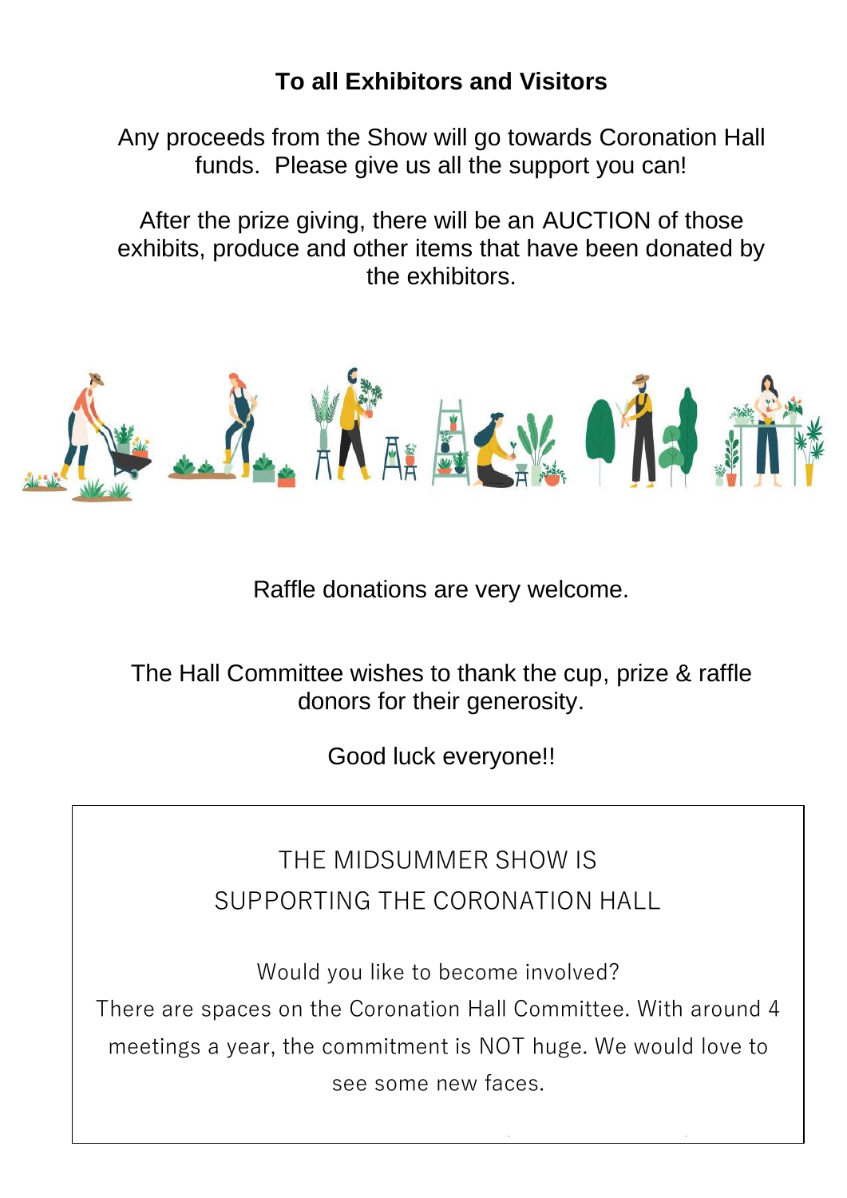**To all Exhibitors and Visitors**

Any proceeds from the Show will go towards Coronation Hall funds. Please give us all the support you can!

After the prize giving, there will be an AUCTION of those exhibits, produce and other items that have been donated by the exhibitors.

Raffle donations are very welcome.

The Hall Committee wishes to thank the cup, prize & raffle donors for their generosity.

Good luck everyone!!

THE MIDSUMMER SHOW IS SUPPORTING THE CORONATION HALL

Would you like to become involved?
There are spaces on the Coronation Hall Committee. With around 4 meetings a year, the commitment is NOT huge. We would love to see some new faces.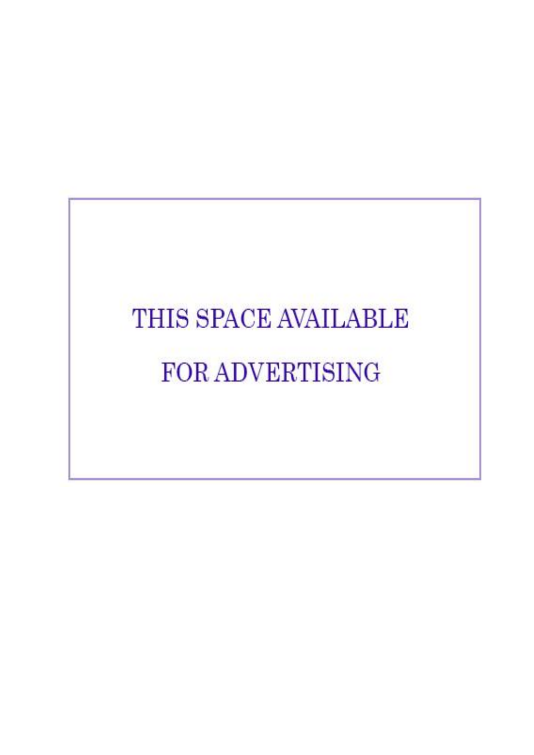THIS SPACE AVAILABLE

FOR ADVERTISING